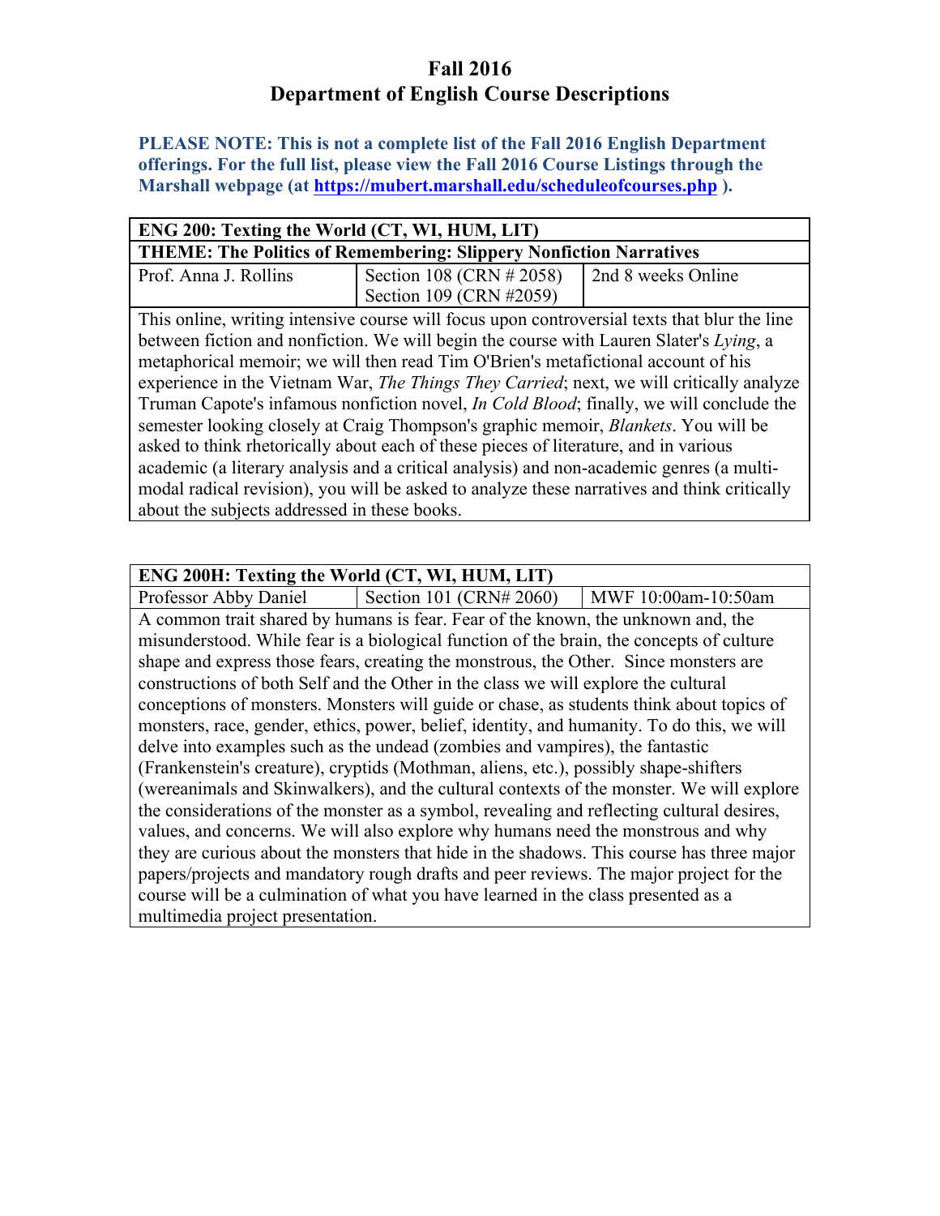# Fall 2016
# Department of English Course Descriptions

**PLEASE NOTE: This is not a complete list of the Fall 2016 English Department offerings. For the full list, please view the Fall 2016 Course Listings through the Marshall webpage (at [https://mubert.marshall.edu/scheduleofcourses.php](https://mubert.marshall.edu/scheduleofcourses.php) ).**

| **ENG 200: Texting the World (CT, WI, HUM, LIT)** | | |
|---|---|---|
| **THEME: The Politics of Remembering: Slippery Nonfiction Narratives** | | |
| Prof. Anna J. Rollins | Section 108 (CRN # 2058)<br>Section 109 (CRN #2059) | 2nd 8 weeks Online |
| This online, writing intensive course will focus upon controversial texts that blur the line between fiction and nonfiction. We will begin the course with Lauren Slater's *Lying*, a metaphorical memoir; we will then read Tim O'Brien's metafictional account of his experience in the Vietnam War, *The Things They Carried*; next, we will critically analyze Truman Capote's infamous nonfiction novel, *In Cold Blood*; finally, we will conclude the semester looking closely at Craig Thompson's graphic memoir, *Blankets*. You will be asked to think rhetorically about each of these pieces of literature, and in various academic (a literary analysis and a critical analysis) and non-academic genres (a multi-modal radical revision), you will be asked to analyze these narratives and think critically about the subjects addressed in these books. | | |

| **ENG 200H: Texting the World (CT, WI, HUM, LIT)** | | |
|---|---|---|
| Professor Abby Daniel | Section 101 (CRN# 2060) | MWF 10:00am-10:50am |
| A common trait shared by humans is fear. Fear of the known, the unknown and, the misunderstood. While fear is a biological function of the brain, the concepts of culture shape and express those fears, creating the monstrous, the Other. Since monsters are constructions of both Self and the Other in the class we will explore the cultural conceptions of monsters. Monsters will guide or chase, as students think about topics of monsters, race, gender, ethics, power, belief, identity, and humanity. To do this, we will delve into examples such as the undead (zombies and vampires), the fantastic (Frankenstein's creature), cryptids (Mothman, aliens, etc.), possibly shape-shifters (wereanimals and Skinwalkers), and the cultural contexts of the monster. We will explore the considerations of the monster as a symbol, revealing and reflecting cultural desires, values, and concerns. We will also explore why humans need the monstrous and why they are curious about the monsters that hide in the shadows. This course has three major papers/projects and mandatory rough drafts and peer reviews. The major project for the course will be a culmination of what you have learned in the class presented as a multimedia project presentation. | | |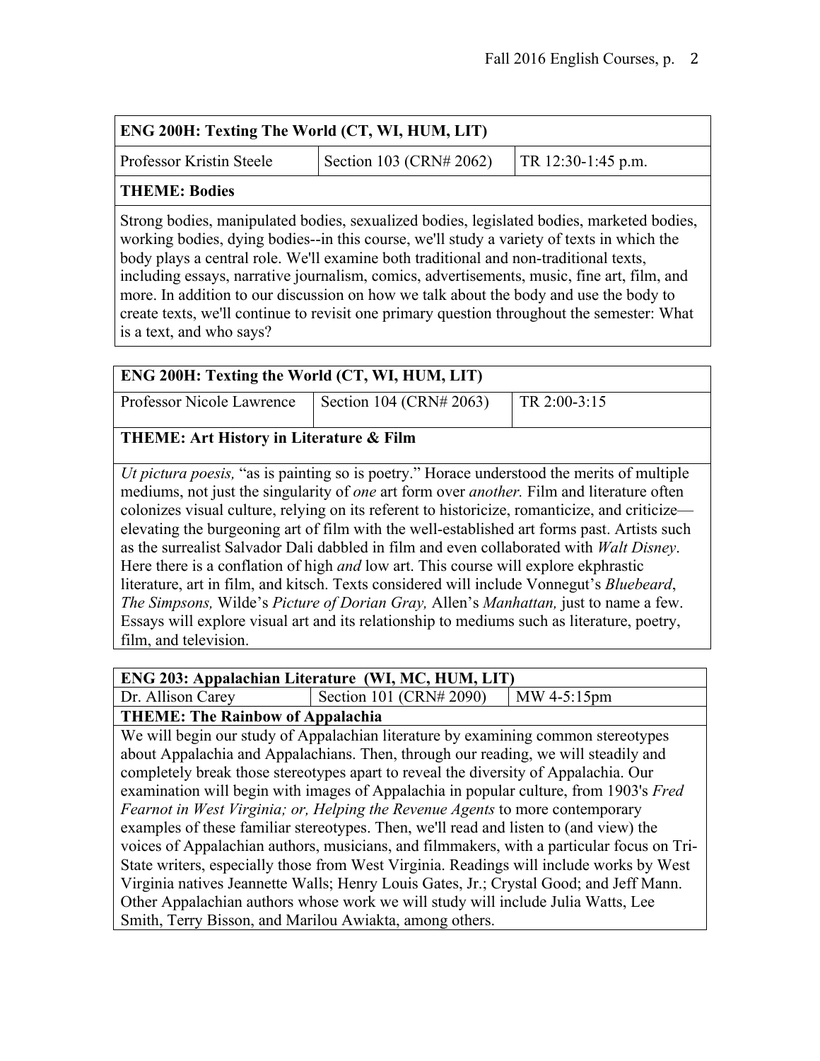| ENG 200H: Texting The World (CT, WI, HUM, LIT) | | |
|---|---|---|
| Professor Kristin Steele | Section 103 (CRN# 2062) | TR 12:30-1:45 p.m. |
| **THEME: Bodies** | | |
| Strong bodies, manipulated bodies, sexualized bodies, legislated bodies, marketed bodies, working bodies, dying bodies--in this course, we'll study a variety of texts in which the body plays a central role. We'll examine both traditional and non-traditional texts, including essays, narrative journalism, comics, advertisements, music, fine art, film, and more. In addition to our discussion on how we talk about the body and use the body to create texts, we'll continue to revisit one primary question throughout the semester: What is a text, and who says? | | |

| ENG 200H: Texting the World (CT, WI, HUM, LIT) | | |
|---|---|---|
| Professor Nicole Lawrence | Section 104 (CRN# 2063) | TR 2:00-3:15 |
| **THEME: Art History in Literature & Film** | | |
| *Ut pictura poesis,* "as is painting so is poetry." Horace understood the merits of multiple mediums, not just the singularity of *one* art form over *another.* Film and literature often colonizes visual culture, relying on its referent to historicize, romanticize, and criticize—elevating the burgeoning art of film with the well-established art forms past. Artists such as the surrealist Salvador Dali dabbled in film and even collaborated with *Walt Disney*. Here there is a conflation of high *and* low art. This course will explore ekphrastic literature, art in film, and kitsch. Texts considered will include Vonnegut's *Bluebeard*, *The Simpsons,* Wilde's *Picture of Dorian Gray,* Allen's *Manhattan,* just to name a few. Essays will explore visual art and its relationship to mediums such as literature, poetry, film, and television. | | |

| ENG 203: Appalachian Literature (WI, MC, HUM, LIT) | | |
|---|---|---|
| Dr. Allison Carey | Section 101 (CRN# 2090) | MW 4-5:15pm |
| **THEME: The Rainbow of Appalachia** | | |
| We will begin our study of Appalachian literature by examining common stereotypes about Appalachia and Appalachians. Then, through our reading, we will steadily and completely break those stereotypes apart to reveal the diversity of Appalachia. Our examination will begin with images of Appalachia in popular culture, from 1903's *Fred Fearnot in West Virginia; or, Helping the Revenue Agents* to more contemporary examples of these familiar stereotypes. Then, we'll read and listen to (and view) the voices of Appalachian authors, musicians, and filmmakers, with a particular focus on Tri-State writers, especially those from West Virginia. Readings will include works by West Virginia natives Jeannette Walls; Henry Louis Gates, Jr.; Crystal Good; and Jeff Mann. Other Appalachian authors whose work we will study will include Julia Watts, Lee Smith, Terry Bisson, and Marilou Awiakta, among others. | | |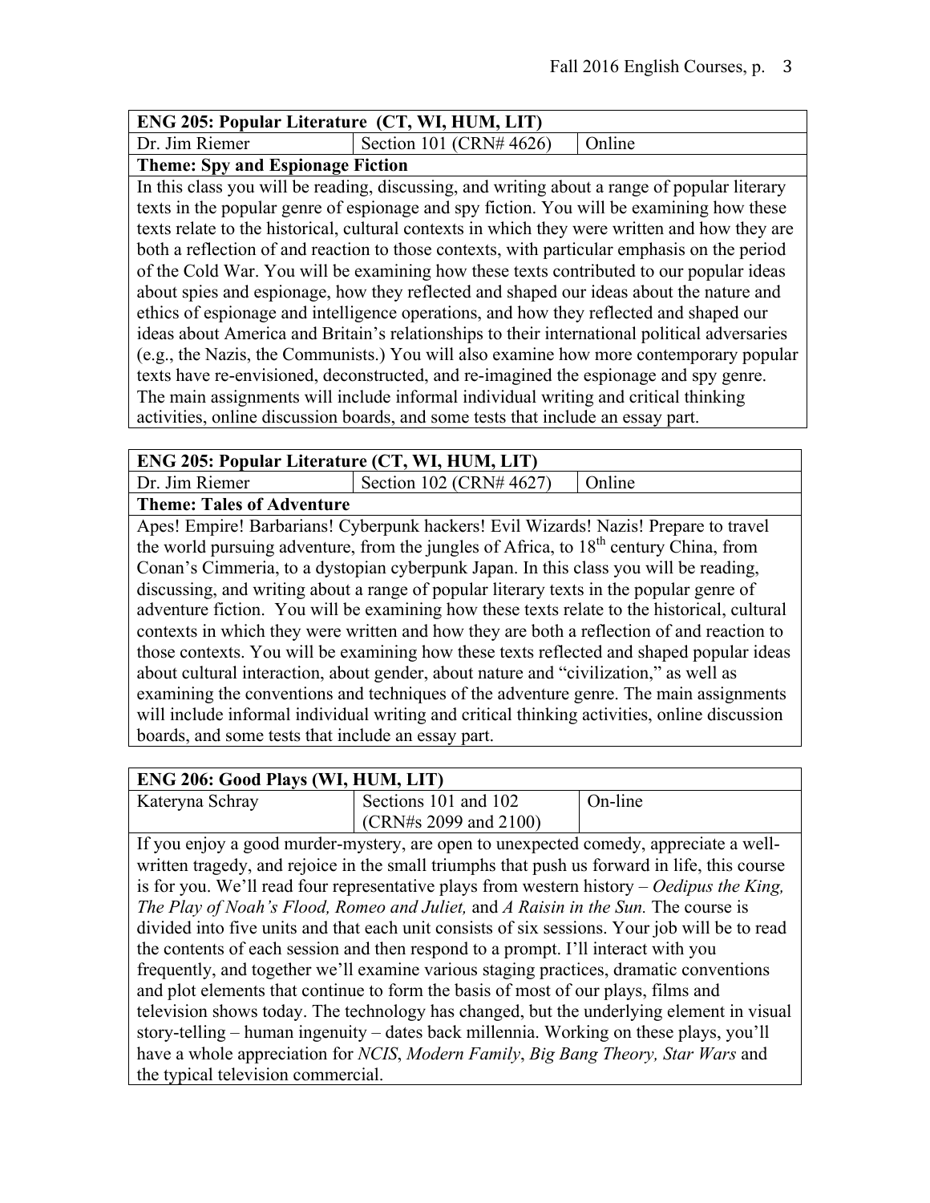| ENG 205: Popular Literature (CT, WI, HUM, LIT) | | |
|---|---|---|
| Dr. Jim Riemer | Section 101 (CRN# 4626) | Online |

**Theme: Spy and Espionage Fiction**

In this class you will be reading, discussing, and writing about a range of popular literary texts in the popular genre of espionage and spy fiction. You will be examining how these texts relate to the historical, cultural contexts in which they were written and how they are both a reflection of and reaction to those contexts, with particular emphasis on the period of the Cold War. You will be examining how these texts contributed to our popular ideas about spies and espionage, how they reflected and shaped our ideas about the nature and ethics of espionage and intelligence operations, and how they reflected and shaped our ideas about America and Britain's relationships to their international political adversaries (e.g., the Nazis, the Communists.) You will also examine how more contemporary popular texts have re-envisioned, deconstructed, and re-imagined the espionage and spy genre. The main assignments will include informal individual writing and critical thinking activities, online discussion boards, and some tests that include an essay part.

| ENG 205: Popular Literature (CT, WI, HUM, LIT) | | |
|---|---|---|
| Dr. Jim Riemer | Section 102 (CRN# 4627) | Online |

**Theme: Tales of Adventure**

Apes! Empire! Barbarians! Cyberpunk hackers! Evil Wizards! Nazis! Prepare to travel the world pursuing adventure, from the jungles of Africa, to 18th century China, from Conan's Cimmeria, to a dystopian cyberpunk Japan. In this class you will be reading, discussing, and writing about a range of popular literary texts in the popular genre of adventure fiction. You will be examining how these texts relate to the historical, cultural contexts in which they were written and how they are both a reflection of and reaction to those contexts. You will be examining how these texts reflected and shaped popular ideas about cultural interaction, about gender, about nature and "civilization," as well as examining the conventions and techniques of the adventure genre. The main assignments will include informal individual writing and critical thinking activities, online discussion boards, and some tests that include an essay part.

| ENG 206: Good Plays (WI, HUM, LIT) | | |
|---|---|---|
| Kateryna Schray | Sections 101 and 102 (CRN#s 2099 and 2100) | On-line |

If you enjoy a good murder-mystery, are open to unexpected comedy, appreciate a well-written tragedy, and rejoice in the small triumphs that push us forward in life, this course is for you. We'll read four representative plays from western history – *Oedipus the King, The Play of Noah's Flood, Romeo and Juliet,* and *A Raisin in the Sun.* The course is divided into five units and that each unit consists of six sessions. Your job will be to read the contents of each session and then respond to a prompt. I'll interact with you frequently, and together we'll examine various staging practices, dramatic conventions and plot elements that continue to form the basis of most of our plays, films and television shows today. The technology has changed, but the underlying element in visual story-telling – human ingenuity – dates back millennia. Working on these plays, you'll have a whole appreciation for *NCIS*, *Modern Family*, *Big Bang Theory, Star Wars* and the typical television commercial.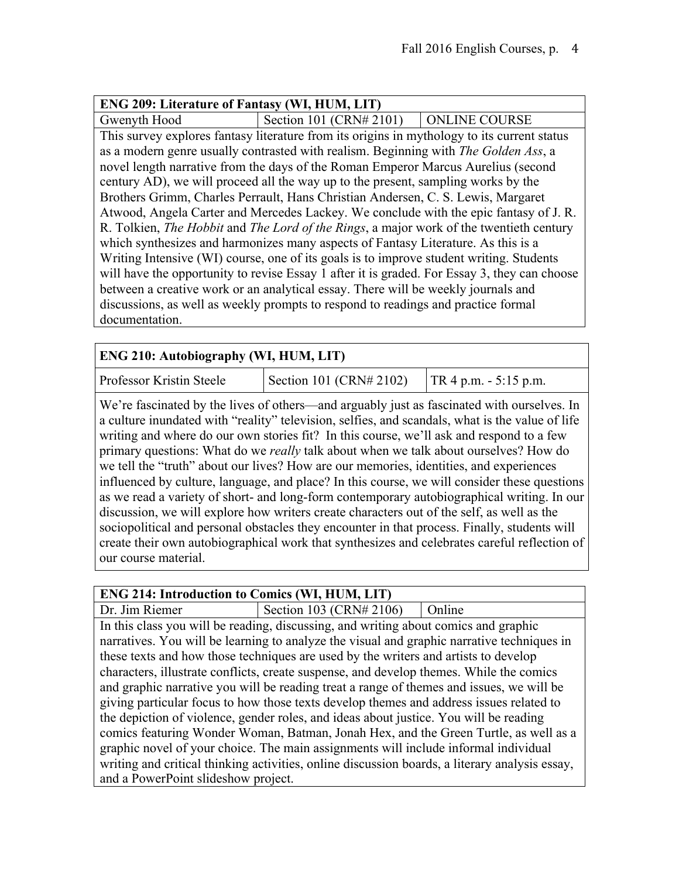| ENG 209: Literature of Fantasy (WI, HUM, LIT) | | |
|---|---|---|
| Gwenyth Hood | Section 101 (CRN# 2101) | ONLINE COURSE |

This survey explores fantasy literature from its origins in mythology to its current status as a modern genre usually contrasted with realism. Beginning with *The Golden Ass*, a novel length narrative from the days of the Roman Emperor Marcus Aurelius (second century AD), we will proceed all the way up to the present, sampling works by the Brothers Grimm, Charles Perrault, Hans Christian Andersen, C. S. Lewis, Margaret Atwood, Angela Carter and Mercedes Lackey. We conclude with the epic fantasy of J. R. R. Tolkien, *The Hobbit* and *The Lord of the Rings*, a major work of the twentieth century which synthesizes and harmonizes many aspects of Fantasy Literature. As this is a Writing Intensive (WI) course, one of its goals is to improve student writing. Students will have the opportunity to revise Essay 1 after it is graded. For Essay 3, they can choose between a creative work or an analytical essay. There will be weekly journals and discussions, as well as weekly prompts to respond to readings and practice formal documentation.

| ENG 210: Autobiography (WI, HUM, LIT) | | |
|---|---|---|
| Professor Kristin Steele | Section 101 (CRN# 2102) | TR 4 p.m. - 5:15 p.m. |

We're fascinated by the lives of others—and arguably just as fascinated with ourselves. In a culture inundated with "reality" television, selfies, and scandals, what is the value of life writing and where do our own stories fit? In this course, we'll ask and respond to a few primary questions: What do we *really* talk about when we talk about ourselves? How do we tell the "truth" about our lives? How are our memories, identities, and experiences influenced by culture, language, and place? In this course, we will consider these questions as we read a variety of short- and long-form contemporary autobiographical writing. In our discussion, we will explore how writers create characters out of the self, as well as the sociopolitical and personal obstacles they encounter in that process. Finally, students will create their own autobiographical work that synthesizes and celebrates careful reflection of our course material.

| ENG 214: Introduction to Comics (WI, HUM, LIT) | | |
|---|---|---|
| Dr. Jim Riemer | Section 103 (CRN# 2106) | Online |

In this class you will be reading, discussing, and writing about comics and graphic narratives. You will be learning to analyze the visual and graphic narrative techniques in these texts and how those techniques are used by the writers and artists to develop characters, illustrate conflicts, create suspense, and develop themes. While the comics and graphic narrative you will be reading treat a range of themes and issues, we will be giving particular focus to how those texts develop themes and address issues related to the depiction of violence, gender roles, and ideas about justice. You will be reading comics featuring Wonder Woman, Batman, Jonah Hex, and the Green Turtle, as well as a graphic novel of your choice. The main assignments will include informal individual writing and critical thinking activities, online discussion boards, a literary analysis essay, and a PowerPoint slideshow project.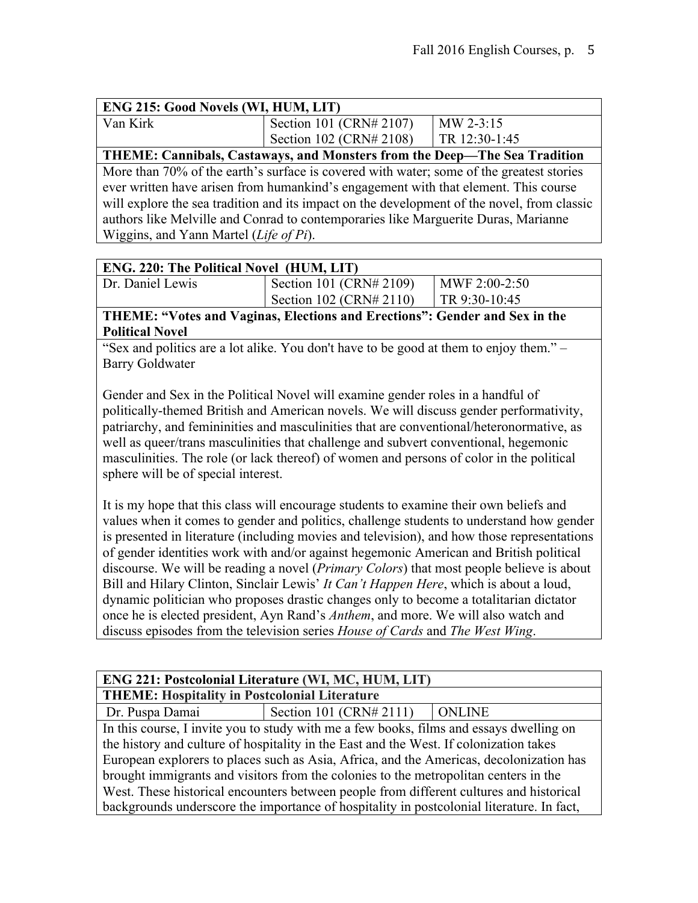| ENG 215: Good Novels (WI, HUM, LIT) | | |
|---|---|---|
| Van Kirk | Section 101 (CRN# 2107) | MW 2-3:15 |
| | Section 102 (CRN# 2108) | TR 12:30-1:45 |

**THEME: Cannibals, Castaways, and Monsters from the Deep—The Sea Tradition**

More than 70% of the earth's surface is covered with water; some of the greatest stories ever written have arisen from humankind's engagement with that element. This course will explore the sea tradition and its impact on the development of the novel, from classic authors like Melville and Conrad to contemporaries like Marguerite Duras, Marianne Wiggins, and Yann Martel (*Life of Pi*).

| ENG. 220: The Political Novel (HUM, LIT) | | |
|---|---|---|
| Dr. Daniel Lewis | Section 101 (CRN# 2109) | MWF 2:00-2:50 |
| | Section 102 (CRN# 2110) | TR 9:30-10:45 |

**THEME: "Votes and Vaginas, Elections and Erections": Gender and Sex in the Political Novel**

"Sex and politics are a lot alike. You don't have to be good at them to enjoy them." – Barry Goldwater

Gender and Sex in the Political Novel will examine gender roles in a handful of politically-themed British and American novels. We will discuss gender performativity, patriarchy, and femininities and masculinities that are conventional/heteronormative, as well as queer/trans masculinities that challenge and subvert conventional, hegemonic masculinities. The role (or lack thereof) of women and persons of color in the political sphere will be of special interest.

It is my hope that this class will encourage students to examine their own beliefs and values when it comes to gender and politics, challenge students to understand how gender is presented in literature (including movies and television), and how those representations of gender identities work with and/or against hegemonic American and British political discourse. We will be reading a novel (*Primary Colors*) that most people believe is about Bill and Hilary Clinton, Sinclair Lewis' *It Can't Happen Here*, which is about a loud, dynamic politician who proposes drastic changes only to become a totalitarian dictator once he is elected president, Ayn Rand's *Anthem*, and more. We will also watch and discuss episodes from the television series *House of Cards* and *The West Wing*.

| ENG 221: Postcolonial Literature (WI, MC, HUM, LIT) | | |
|---|---|---|
| **THEME: Hospitality in Postcolonial Literature** | | |
| Dr. Puspa Damai | Section 101 (CRN# 2111) | ONLINE |

In this course, I invite you to study with me a few books, films and essays dwelling on the history and culture of hospitality in the East and the West. If colonization takes European explorers to places such as Asia, Africa, and the Americas, decolonization has brought immigrants and visitors from the colonies to the metropolitan centers in the West. These historical encounters between people from different cultures and historical backgrounds underscore the importance of hospitality in postcolonial literature. In fact,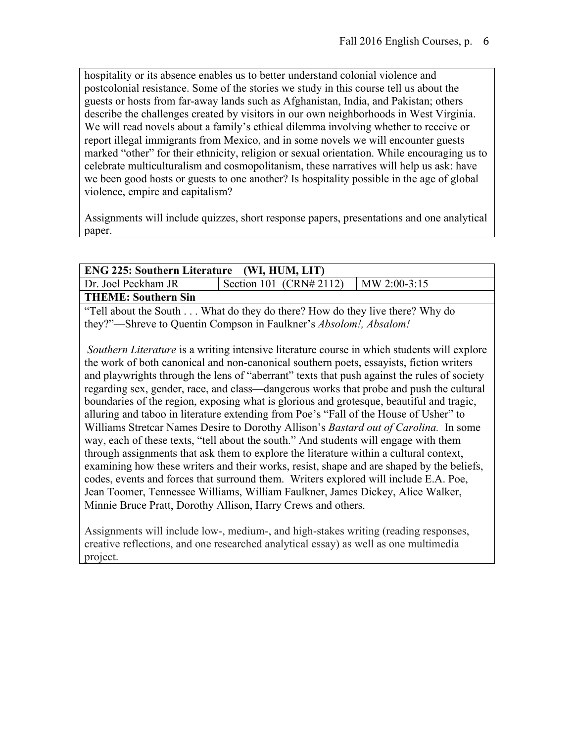hospitality or its absence enables us to better understand colonial violence and postcolonial resistance. Some of the stories we study in this course tell us about the guests or hosts from far-away lands such as Afghanistan, India, and Pakistan; others describe the challenges created by visitors in our own neighborhoods in West Virginia. We will read novels about a family's ethical dilemma involving whether to receive or report illegal immigrants from Mexico, and in some novels we will encounter guests marked "other" for their ethnicity, religion or sexual orientation. While encouraging us to celebrate multiculturalism and cosmopolitanism, these narratives will help us ask: have we been good hosts or guests to one another? Is hospitality possible in the age of global violence, empire and capitalism?

Assignments will include quizzes, short response papers, presentations and one analytical paper.

| **ENG 225: Southern Literature (WI, HUM, LIT)** | | |
|---|---|---|
| Dr. Joel Peckham JR | Section 101 (CRN# 2112) | MW 2:00-3:15 |
| **THEME: Southern Sin** | | |

"Tell about the South . . . What do they do there? How do they live there? Why do they?"—Shreve to Quentin Compson in Faulkner's *Absolom!, Absalom!*

*Southern Literature* is a writing intensive literature course in which students will explore the work of both canonical and non-canonical southern poets, essayists, fiction writers and playwrights through the lens of "aberrant" texts that push against the rules of society regarding sex, gender, race, and class—dangerous works that probe and push the cultural boundaries of the region, exposing what is glorious and grotesque, beautiful and tragic, alluring and taboo in literature extending from Poe's "Fall of the House of Usher" to Williams Stretcar Names Desire to Dorothy Allison's *Bastard out of Carolina.* In some way, each of these texts, "tell about the south." And students will engage with them through assignments that ask them to explore the literature within a cultural context, examining how these writers and their works, resist, shape and are shaped by the beliefs, codes, events and forces that surround them. Writers explored will include E.A. Poe, Jean Toomer, Tennessee Williams, William Faulkner, James Dickey, Alice Walker, Minnie Bruce Pratt, Dorothy Allison, Harry Crews and others.

Assignments will include low-, medium-, and high-stakes writing (reading responses, creative reflections, and one researched analytical essay) as well as one multimedia project.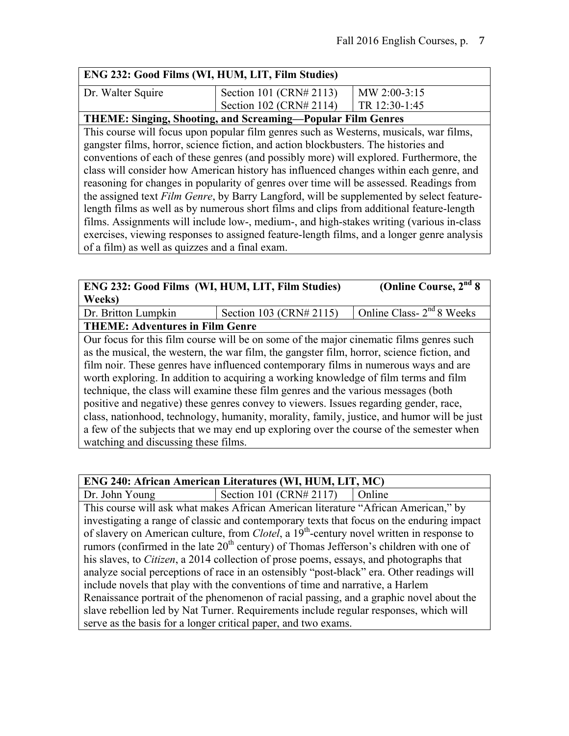| ENG 232: Good Films (WI, HUM, LIT, Film Studies) | | |
|---|---|---|
| Dr. Walter Squire | Section 101 (CRN# 2113)<br>Section 102 (CRN# 2114) | MW 2:00-3:15<br>TR 12:30-1:45 |

**THEME: Singing, Shooting, and Screaming—Popular Film Genres**

This course will focus upon popular film genres such as Westerns, musicals, war films, gangster films, horror, science fiction, and action blockbusters. The histories and conventions of each of these genres (and possibly more) will explored. Furthermore, the class will consider how American history has influenced changes within each genre, and reasoning for changes in popularity of genres over time will be assessed. Readings from the assigned text *Film Genre*, by Barry Langford, will be supplemented by select feature-length films as well as by numerous short films and clips from additional feature-length films. Assignments will include low-, medium-, and high-stakes writing (various in-class exercises, viewing responses to assigned feature-length films, and a longer genre analysis of a film) as well as quizzes and a final exam.

| ENG 232: Good Films (WI, HUM, LIT, Film Studies) (Online Course, 2nd 8 Weeks) | | |
|---|---|---|
| Dr. Britton Lumpkin | Section 103 (CRN# 2115) | Online Class- 2nd 8 Weeks |

**THEME: Adventures in Film Genre**

Our focus for this film course will be on some of the major cinematic films genres such as the musical, the western, the war film, the gangster film, horror, science fiction, and film noir. These genres have influenced contemporary films in numerous ways and are worth exploring. In addition to acquiring a working knowledge of film terms and film technique, the class will examine these film genres and the various messages (both positive and negative) these genres convey to viewers. Issues regarding gender, race, class, nationhood, technology, humanity, morality, family, justice, and humor will be just a few of the subjects that we may end up exploring over the course of the semester when watching and discussing these films.

| ENG 240: African American Literatures (WI, HUM, LIT, MC) | | |
|---|---|---|
| Dr. John Young | Section 101 (CRN# 2117) | Online |

This course will ask what makes African American literature "African American," by investigating a range of classic and contemporary texts that focus on the enduring impact of slavery on American culture, from *Clotel*, a 19th-century novel written in response to rumors (confirmed in the late 20th century) of Thomas Jefferson's children with one of his slaves, to *Citizen*, a 2014 collection of prose poems, essays, and photographs that analyze social perceptions of race in an ostensibly "post-black" era. Other readings will include novels that play with the conventions of time and narrative, a Harlem Renaissance portrait of the phenomenon of racial passing, and a graphic novel about the slave rebellion led by Nat Turner. Requirements include regular responses, which will serve as the basis for a longer critical paper, and two exams.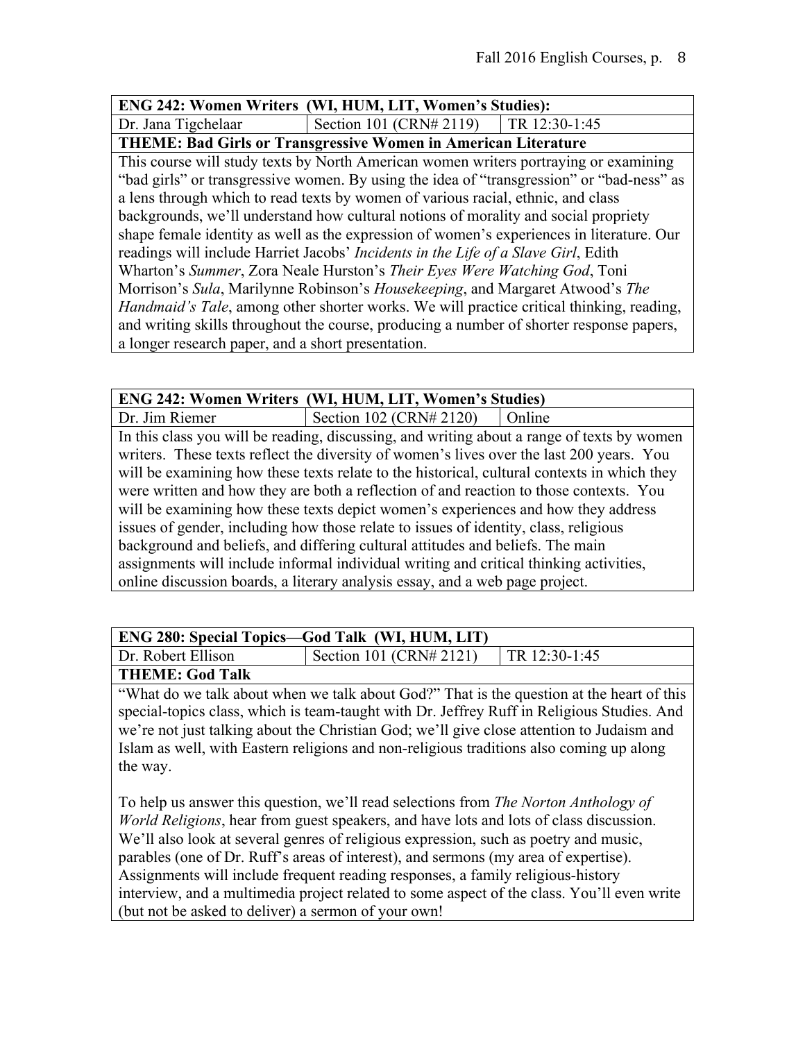**ENG 242: Women Writers (WI, HUM, LIT, Women's Studies):**

| Dr. Jana Tigchelaar | Section 101 (CRN# 2119) | TR 12:30-1:45 |
|---|---|---|

**THEME: Bad Girls or Transgressive Women in American Literature**

This course will study texts by North American women writers portraying or examining "bad girls" or transgressive women. By using the idea of "transgression" or "bad-ness" as a lens through which to read texts by women of various racial, ethnic, and class backgrounds, we'll understand how cultural notions of morality and social propriety shape female identity as well as the expression of women's experiences in literature. Our readings will include Harriet Jacobs' *Incidents in the Life of a Slave Girl*, Edith Wharton's *Summer*, Zora Neale Hurston's *Their Eyes Were Watching God*, Toni Morrison's *Sula*, Marilynne Robinson's *Housekeeping*, and Margaret Atwood's *The Handmaid's Tale*, among other shorter works. We will practice critical thinking, reading, and writing skills throughout the course, producing a number of shorter response papers, a longer research paper, and a short presentation.

**ENG 242: Women Writers (WI, HUM, LIT, Women's Studies)**

| Dr. Jim Riemer | Section 102 (CRN# 2120) | Online |
|---|---|---|

In this class you will be reading, discussing, and writing about a range of texts by women writers. These texts reflect the diversity of women's lives over the last 200 years. You will be examining how these texts relate to the historical, cultural contexts in which they were written and how they are both a reflection of and reaction to those contexts. You will be examining how these texts depict women's experiences and how they address issues of gender, including how those relate to issues of identity, class, religious background and beliefs, and differing cultural attitudes and beliefs. The main assignments will include informal individual writing and critical thinking activities, online discussion boards, a literary analysis essay, and a web page project.

**ENG 280: Special Topics—God Talk (WI, HUM, LIT)**

| Dr. Robert Ellison | Section 101 (CRN# 2121) | TR 12:30-1:45 |
|---|---|---|

**THEME: God Talk**

"What do we talk about when we talk about God?" That is the question at the heart of this special-topics class, which is team-taught with Dr. Jeffrey Ruff in Religious Studies. And we're not just talking about the Christian God; we'll give close attention to Judaism and Islam as well, with Eastern religions and non-religious traditions also coming up along the way.

To help us answer this question, we'll read selections from *The Norton Anthology of World Religions*, hear from guest speakers, and have lots and lots of class discussion. We'll also look at several genres of religious expression, such as poetry and music, parables (one of Dr. Ruff's areas of interest), and sermons (my area of expertise). Assignments will include frequent reading responses, a family religious-history interview, and a multimedia project related to some aspect of the class. You'll even write (but not be asked to deliver) a sermon of your own!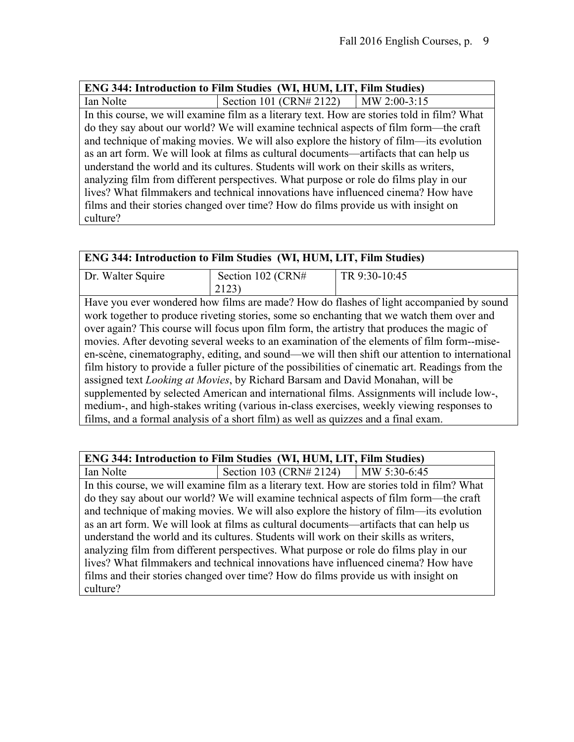| ENG 344: Introduction to Film Studies (WI, HUM, LIT, Film Studies) | | |
|---|---|---|
| Ian Nolte | Section 101 (CRN# 2122) | MW 2:00-3:15 |

In this course, we will examine film as a literary text. How are stories told in film? What do they say about our world? We will examine technical aspects of film form—the craft and technique of making movies. We will also explore the history of film—its evolution as an art form. We will look at films as cultural documents—artifacts that can help us understand the world and its cultures. Students will work on their skills as writers, analyzing film from different perspectives. What purpose or role do films play in our lives? What filmmakers and technical innovations have influenced cinema? How have films and their stories changed over time? How do films provide us with insight on culture?

| ENG 344: Introduction to Film Studies (WI, HUM, LIT, Film Studies) | | |
|---|---|---|
| Dr. Walter Squire | Section 102 (CRN# 2123) | TR 9:30-10:45 |

Have you ever wondered how films are made? How do flashes of light accompanied by sound work together to produce riveting stories, some so enchanting that we watch them over and over again? This course will focus upon film form, the artistry that produces the magic of movies. After devoting several weeks to an examination of the elements of film form--mise-en-scène, cinematography, editing, and sound—we will then shift our attention to international film history to provide a fuller picture of the possibilities of cinematic art. Readings from the assigned text *Looking at Movies*, by Richard Barsam and David Monahan, will be supplemented by selected American and international films. Assignments will include low-, medium-, and high-stakes writing (various in-class exercises, weekly viewing responses to films, and a formal analysis of a short film) as well as quizzes and a final exam.

| ENG 344: Introduction to Film Studies (WI, HUM, LIT, Film Studies) | | |
|---|---|---|
| Ian Nolte | Section 103 (CRN# 2124) | MW 5:30-6:45 |

In this course, we will examine film as a literary text. How are stories told in film? What do they say about our world? We will examine technical aspects of film form—the craft and technique of making movies. We will also explore the history of film—its evolution as an art form. We will look at films as cultural documents—artifacts that can help us understand the world and its cultures. Students will work on their skills as writers, analyzing film from different perspectives. What purpose or role do films play in our lives? What filmmakers and technical innovations have influenced cinema? How have films and their stories changed over time? How do films provide us with insight on culture?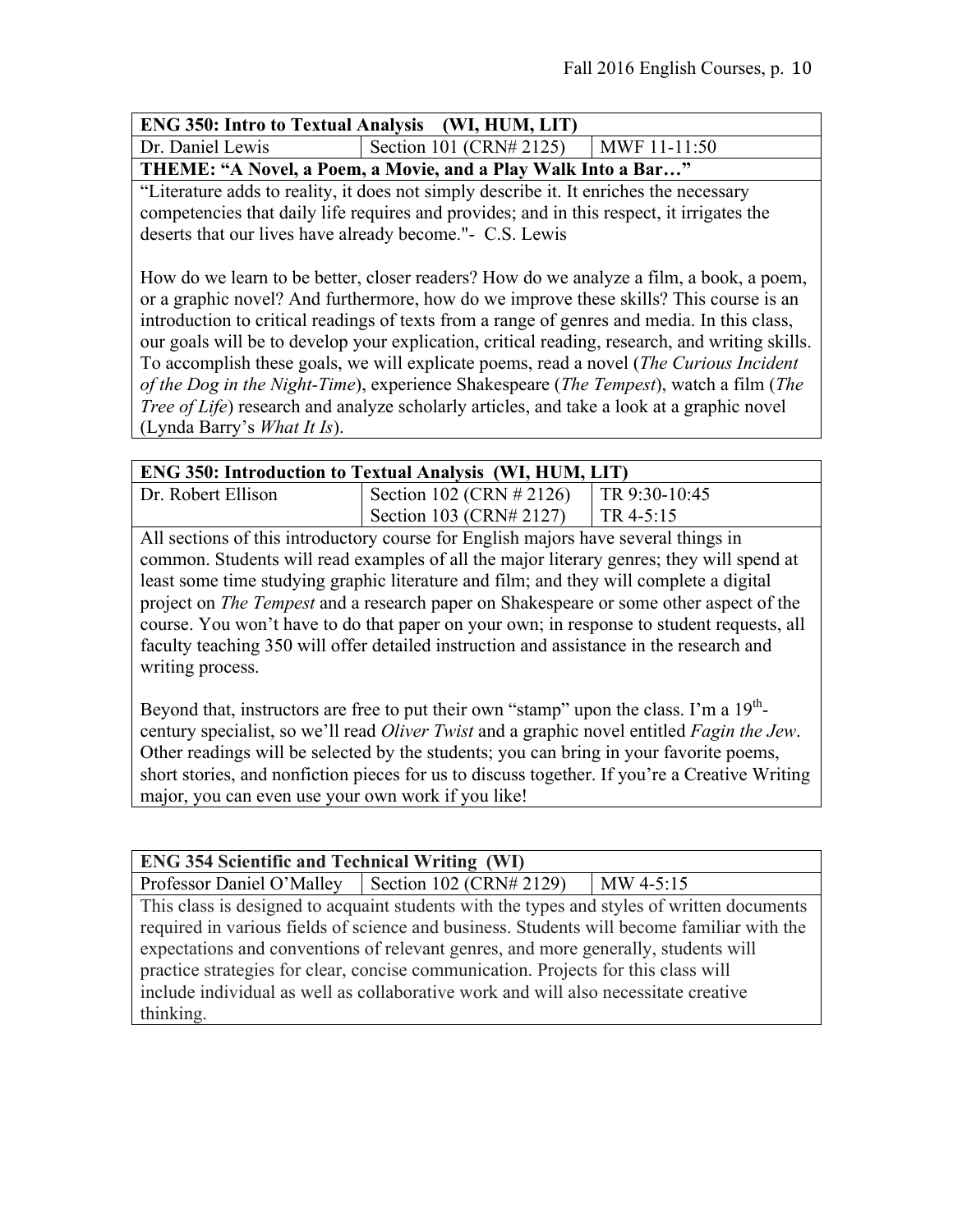**ENG 350: Intro to Textual Analysis (WI, HUM, LIT)**

| Dr. Daniel Lewis | Section 101 (CRN# 2125) | MWF 11-11:50 |
| --- | --- | --- |

**THEME: "A Novel, a Poem, a Movie, and a Play Walk Into a Bar…"**

"Literature adds to reality, it does not simply describe it. It enriches the necessary competencies that daily life requires and provides; and in this respect, it irrigates the deserts that our lives have already become."- C.S. Lewis

How do we learn to be better, closer readers? How do we analyze a film, a book, a poem, or a graphic novel? And furthermore, how do we improve these skills? This course is an introduction to critical readings of texts from a range of genres and media. In this class, our goals will be to develop your explication, critical reading, research, and writing skills. To accomplish these goals, we will explicate poems, read a novel (*The Curious Incident of the Dog in the Night-Time*), experience Shakespeare (*The Tempest*), watch a film (*The Tree of Life*) research and analyze scholarly articles, and take a look at a graphic novel (Lynda Barry's *What It Is*).

**ENG 350: Introduction to Textual Analysis (WI, HUM, LIT)**

| Dr. Robert Ellison | Section 102 (CRN # 2126) | TR 9:30-10:45 |
| --- | --- | --- |
| | Section 103 (CRN# 2127) | TR 4-5:15 |

All sections of this introductory course for English majors have several things in common. Students will read examples of all the major literary genres; they will spend at least some time studying graphic literature and film; and they will complete a digital project on *The Tempest* and a research paper on Shakespeare or some other aspect of the course. You won't have to do that paper on your own; in response to student requests, all faculty teaching 350 will offer detailed instruction and assistance in the research and writing process.

Beyond that, instructors are free to put their own "stamp" upon the class. I'm a 19th-century specialist, so we'll read *Oliver Twist* and a graphic novel entitled *Fagin the Jew*. Other readings will be selected by the students; you can bring in your favorite poems, short stories, and nonfiction pieces for us to discuss together. If you're a Creative Writing major, you can even use your own work if you like!

**ENG 354 Scientific and Technical Writing (WI)**

| Professor Daniel O'Malley | Section 102 (CRN# 2129) | MW 4-5:15 |
| --- | --- | --- |

This class is designed to acquaint students with the types and styles of written documents required in various fields of science and business. Students will become familiar with the expectations and conventions of relevant genres, and more generally, students will practice strategies for clear, concise communication. Projects for this class will include individual as well as collaborative work and will also necessitate creative thinking.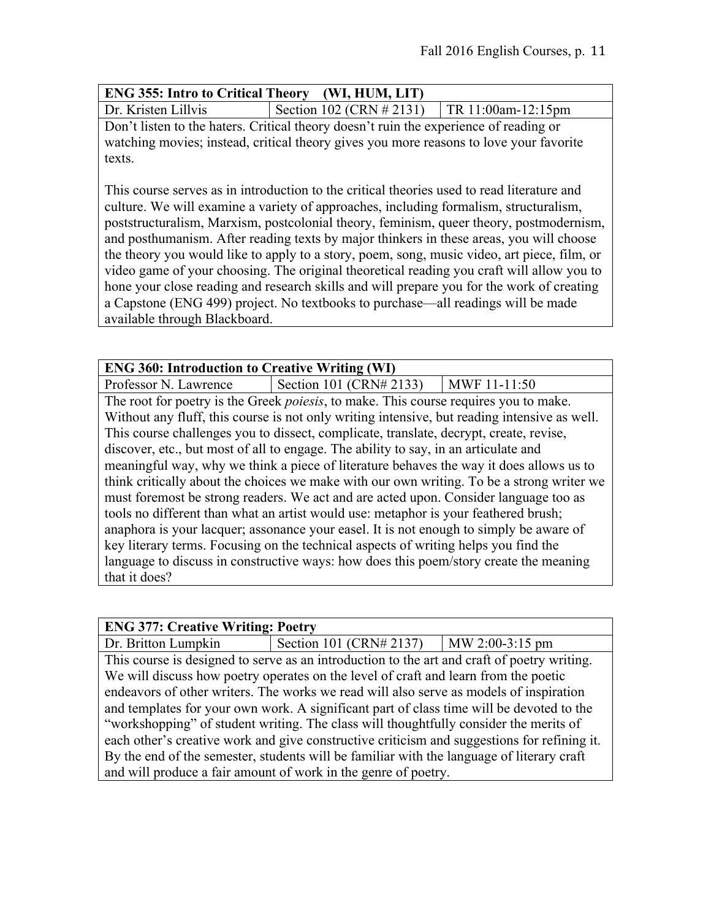| ENG 355: Intro to Critical Theory (WI, HUM, LIT) | | |
|---|---|---|
| Dr. Kristen Lillvis | Section 102 (CRN # 2131) | TR 11:00am-12:15pm |

Don't listen to the haters. Critical theory doesn't ruin the experience of reading or watching movies; instead, critical theory gives you more reasons to love your favorite texts.

This course serves as in introduction to the critical theories used to read literature and culture. We will examine a variety of approaches, including formalism, structuralism, poststructuralism, Marxism, postcolonial theory, feminism, queer theory, postmodernism, and posthumanism. After reading texts by major thinkers in these areas, you will choose the theory you would like to apply to a story, poem, song, music video, art piece, film, or video game of your choosing. The original theoretical reading you craft will allow you to hone your close reading and research skills and will prepare you for the work of creating a Capstone (ENG 499) project. No textbooks to purchase—all readings will be made available through Blackboard.

| ENG 360: Introduction to Creative Writing (WI) | | |
|---|---|---|
| Professor N. Lawrence | Section 101 (CRN# 2133) | MWF 11-11:50 |

The root for poetry is the Greek *poiesis*, to make. This course requires you to make. Without any fluff, this course is not only writing intensive, but reading intensive as well. This course challenges you to dissect, complicate, translate, decrypt, create, revise, discover, etc., but most of all to engage. The ability to say, in an articulate and meaningful way, why we think a piece of literature behaves the way it does allows us to think critically about the choices we make with our own writing. To be a strong writer we must foremost be strong readers. We act and are acted upon. Consider language too as tools no different than what an artist would use: metaphor is your feathered brush; anaphora is your lacquer; assonance your easel. It is not enough to simply be aware of key literary terms. Focusing on the technical aspects of writing helps you find the language to discuss in constructive ways: how does this poem/story create the meaning that it does?

| ENG 377: Creative Writing: Poetry | | |
|---|---|---|
| Dr. Britton Lumpkin | Section 101 (CRN# 2137) | MW 2:00-3:15 pm |

This course is designed to serve as an introduction to the art and craft of poetry writing. We will discuss how poetry operates on the level of craft and learn from the poetic endeavors of other writers. The works we read will also serve as models of inspiration and templates for your own work. A significant part of class time will be devoted to the "workshopping" of student writing. The class will thoughtfully consider the merits of each other's creative work and give constructive criticism and suggestions for refining it. By the end of the semester, students will be familiar with the language of literary craft and will produce a fair amount of work in the genre of poetry.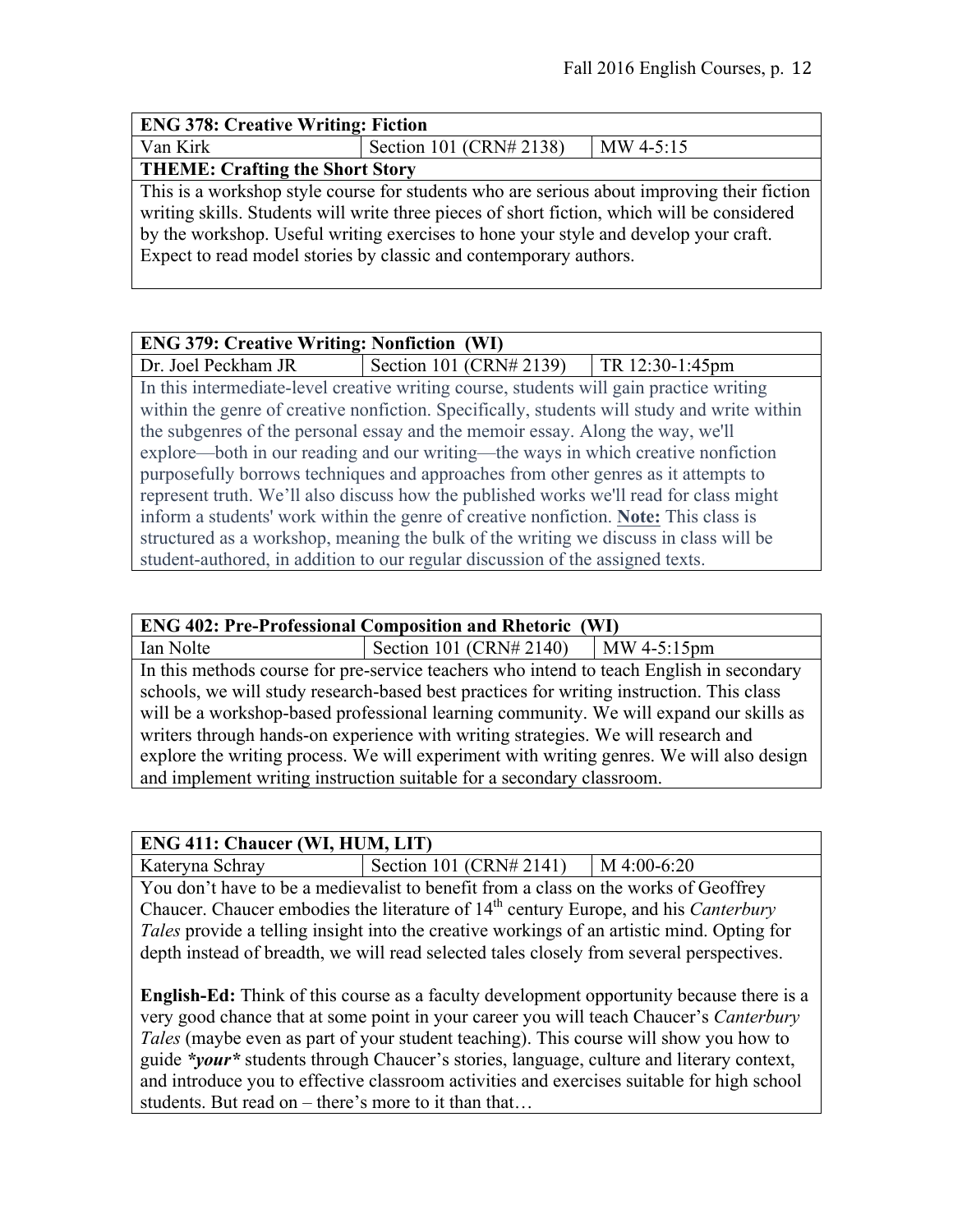| ENG 378: Creative Writing: Fiction | | |
|---|---|---|
| Van Kirk | Section 101 (CRN# 2138) | MW 4-5:15 |
| **THEME: Crafting the Short Story** | | |
| This is a workshop style course for students who are serious about improving their fiction writing skills. Students will write three pieces of short fiction, which will be considered by the workshop. Useful writing exercises to hone your style and develop your craft. Expect to read model stories by classic and contemporary authors. | | |

| ENG 379: Creative Writing: Nonfiction (WI) | | |
|---|---|---|
| Dr. Joel Peckham JR | Section 101 (CRN# 2139) | TR 12:30-1:45pm |
| In this intermediate-level creative writing course, students will gain practice writing within the genre of creative nonfiction. Specifically, students will study and write within the subgenres of the personal essay and the memoir essay. Along the way, we'll explore—both in our reading and our writing—the ways in which creative nonfiction purposefully borrows techniques and approaches from other genres as it attempts to represent truth. We'll also discuss how the published works we'll read for class might inform a students' work within the genre of creative nonfiction. **Note:** This class is structured as a workshop, meaning the bulk of the writing we discuss in class will be student-authored, in addition to our regular discussion of the assigned texts. | | |

| ENG 402: Pre-Professional Composition and Rhetoric (WI) | | |
|---|---|---|
| Ian Nolte | Section 101 (CRN# 2140) | MW 4-5:15pm |
| In this methods course for pre-service teachers who intend to teach English in secondary schools, we will study research-based best practices for writing instruction. This class will be a workshop-based professional learning community. We will expand our skills as writers through hands-on experience with writing strategies. We will research and explore the writing process. We will experiment with writing genres. We will also design and implement writing instruction suitable for a secondary classroom. | | |

| ENG 411: Chaucer (WI, HUM, LIT) | | |
|---|---|---|
| Kateryna Schray | Section 101 (CRN# 2141) | M 4:00-6:20 |
| You don't have to be a medievalist to benefit from a class on the works of Geoffrey Chaucer. Chaucer embodies the literature of 14th century Europe, and his *Canterbury Tales* provide a telling insight into the creative workings of an artistic mind. Opting for depth instead of breadth, we will read selected tales closely from several perspectives. <br><br> **English-Ed:** Think of this course as a faculty development opportunity because there is a very good chance that at some point in your career you will teach Chaucer's *Canterbury Tales* (maybe even as part of your student teaching). This course will show you how to guide ***your*** students through Chaucer's stories, language, culture and literary context, and introduce you to effective classroom activities and exercises suitable for high school students. But read on – there's more to it than that… | | |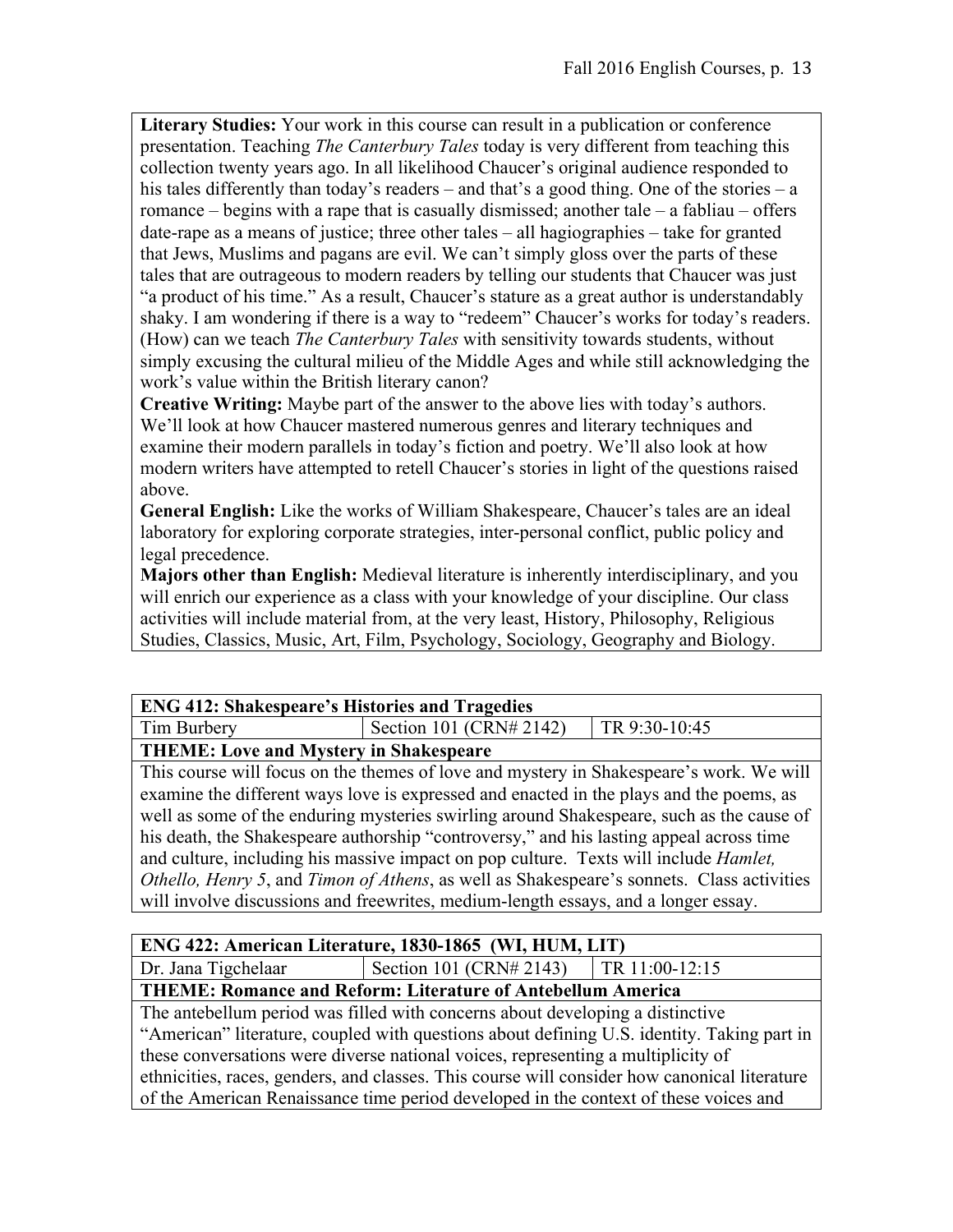**Literary Studies:** Your work in this course can result in a publication or conference presentation. Teaching *The Canterbury Tales* today is very different from teaching this collection twenty years ago. In all likelihood Chaucer's original audience responded to his tales differently than today's readers – and that's a good thing. One of the stories – a romance – begins with a rape that is casually dismissed; another tale – a fabliau – offers date-rape as a means of justice; three other tales – all hagiographies – take for granted that Jews, Muslims and pagans are evil. We can't simply gloss over the parts of these tales that are outrageous to modern readers by telling our students that Chaucer was just "a product of his time." As a result, Chaucer's stature as a great author is understandably shaky. I am wondering if there is a way to "redeem" Chaucer's works for today's readers. (How) can we teach *The Canterbury Tales* with sensitivity towards students, without simply excusing the cultural milieu of the Middle Ages and while still acknowledging the work's value within the British literary canon?

**Creative Writing:** Maybe part of the answer to the above lies with today's authors. We'll look at how Chaucer mastered numerous genres and literary techniques and examine their modern parallels in today's fiction and poetry. We'll also look at how modern writers have attempted to retell Chaucer's stories in light of the questions raised above.

**General English:** Like the works of William Shakespeare, Chaucer's tales are an ideal laboratory for exploring corporate strategies, inter-personal conflict, public policy and legal precedence.

**Majors other than English:** Medieval literature is inherently interdisciplinary, and you will enrich our experience as a class with your knowledge of your discipline. Our class activities will include material from, at the very least, History, Philosophy, Religious Studies, Classics, Music, Art, Film, Psychology, Sociology, Geography and Biology.

| **ENG 412: Shakespeare's Histories and Tragedies** | | |
|---|---|---|
| Tim Burbery | Section 101 (CRN# 2142) | TR 9:30-10:45 |
| **THEME: Love and Mystery in Shakespeare** | | |

This course will focus on the themes of love and mystery in Shakespeare's work. We will examine the different ways love is expressed and enacted in the plays and the poems, as well as some of the enduring mysteries swirling around Shakespeare, such as the cause of his death, the Shakespeare authorship "controversy," and his lasting appeal across time and culture, including his massive impact on pop culture. Texts will include *Hamlet, Othello, Henry 5*, and *Timon of Athens*, as well as Shakespeare's sonnets. Class activities will involve discussions and freewrites, medium-length essays, and a longer essay.

| **ENG 422: American Literature, 1830-1865 (WI, HUM, LIT)** | | |
|---|---|---|
| Dr. Jana Tigchelaar | Section 101 (CRN# 2143) | TR 11:00-12:15 |
| **THEME: Romance and Reform: Literature of Antebellum America** | | |

The antebellum period was filled with concerns about developing a distinctive "American" literature, coupled with questions about defining U.S. identity. Taking part in these conversations were diverse national voices, representing a multiplicity of ethnicities, races, genders, and classes. This course will consider how canonical literature of the American Renaissance time period developed in the context of these voices and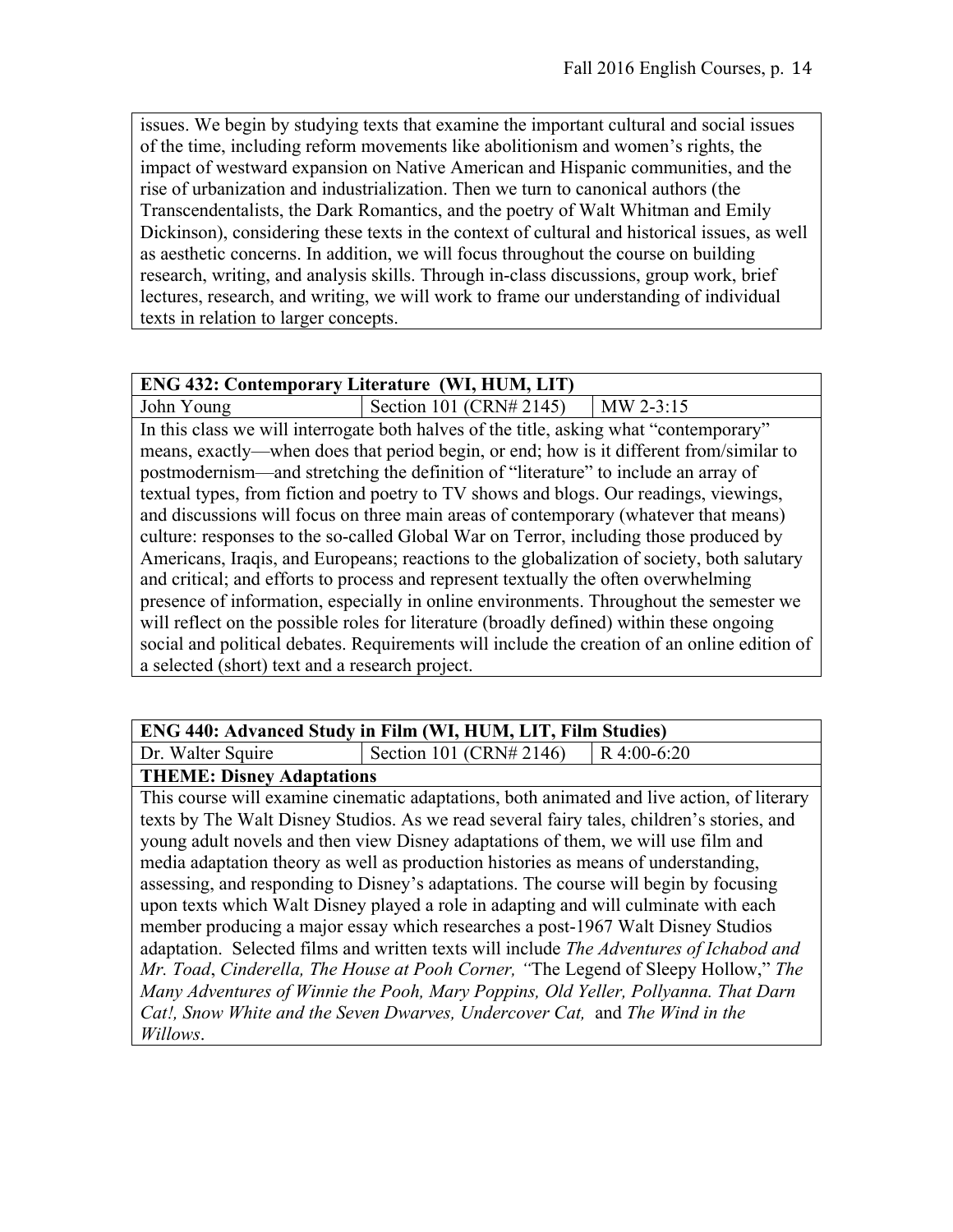issues. We begin by studying texts that examine the important cultural and social issues of the time, including reform movements like abolitionism and women's rights, the impact of westward expansion on Native American and Hispanic communities, and the rise of urbanization and industrialization. Then we turn to canonical authors (the Transcendentalists, the Dark Romantics, and the poetry of Walt Whitman and Emily Dickinson), considering these texts in the context of cultural and historical issues, as well as aesthetic concerns. In addition, we will focus throughout the course on building research, writing, and analysis skills. Through in-class discussions, group work, brief lectures, research, and writing, we will work to frame our understanding of individual texts in relation to larger concepts.

| **ENG 432: Contemporary Literature (WI, HUM, LIT)** | | |
|---|---|---|
| John Young | Section 101 (CRN# 2145) | MW 2-3:15 |

In this class we will interrogate both halves of the title, asking what "contemporary" means, exactly—when does that period begin, or end; how is it different from/similar to postmodernism—and stretching the definition of "literature" to include an array of textual types, from fiction and poetry to TV shows and blogs. Our readings, viewings, and discussions will focus on three main areas of contemporary (whatever that means) culture: responses to the so-called Global War on Terror, including those produced by Americans, Iraqis, and Europeans; reactions to the globalization of society, both salutary and critical; and efforts to process and represent textually the often overwhelming presence of information, especially in online environments. Throughout the semester we will reflect on the possible roles for literature (broadly defined) within these ongoing social and political debates. Requirements will include the creation of an online edition of a selected (short) text and a research project.

| **ENG 440: Advanced Study in Film (WI, HUM, LIT, Film Studies)** | | |
|---|---|---|
| Dr. Walter Squire | Section 101 (CRN# 2146) | R 4:00-6:20 |

**THEME: Disney Adaptations**

This course will examine cinematic adaptations, both animated and live action, of literary texts by The Walt Disney Studios. As we read several fairy tales, children's stories, and young adult novels and then view Disney adaptations of them, we will use film and media adaptation theory as well as production histories as means of understanding, assessing, and responding to Disney's adaptations. The course will begin by focusing upon texts which Walt Disney played a role in adapting and will culminate with each member producing a major essay which researches a post-1967 Walt Disney Studios adaptation. Selected films and written texts will include *The Adventures of Ichabod and Mr. Toad*, *Cinderella, The House at Pooh Corner,* "The Legend of Sleepy Hollow," *The Many Adventures of Winnie the Pooh, Mary Poppins, Old Yeller, Pollyanna. That Darn Cat!, Snow White and the Seven Dwarves, Undercover Cat,* and *The Wind in the Willows*.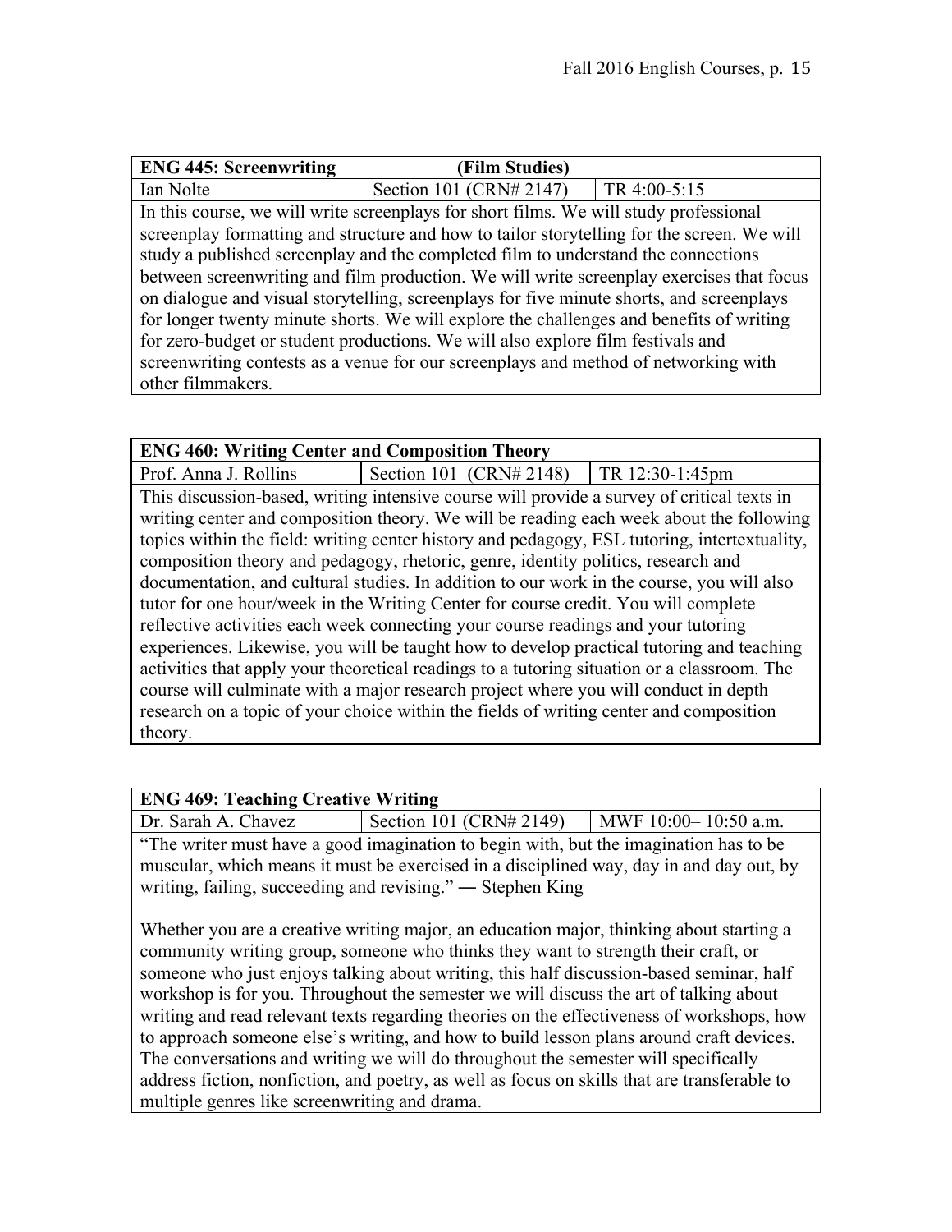| **ENG 445: Screenwriting (Film Studies)** | | |
|---|---|---|
| Ian Nolte | Section 101 (CRN# 2147) | TR 4:00-5:15 |

In this course, we will write screenplays for short films. We will study professional screenplay formatting and structure and how to tailor storytelling for the screen. We will study a published screenplay and the completed film to understand the connections between screenwriting and film production. We will write screenplay exercises that focus on dialogue and visual storytelling, screenplays for five minute shorts, and screenplays for longer twenty minute shorts. We will explore the challenges and benefits of writing for zero-budget or student productions. We will also explore film festivals and screenwriting contests as a venue for our screenplays and method of networking with other filmmakers.

| **ENG 460: Writing Center and Composition Theory** | | |
|---|---|---|
| Prof. Anna J. Rollins | Section 101 (CRN# 2148) | TR 12:30-1:45pm |

This discussion-based, writing intensive course will provide a survey of critical texts in writing center and composition theory. We will be reading each week about the following topics within the field: writing center history and pedagogy, ESL tutoring, intertextuality, composition theory and pedagogy, rhetoric, genre, identity politics, research and documentation, and cultural studies. In addition to our work in the course, you will also tutor for one hour/week in the Writing Center for course credit. You will complete reflective activities each week connecting your course readings and your tutoring experiences. Likewise, you will be taught how to develop practical tutoring and teaching activities that apply your theoretical readings to a tutoring situation or a classroom. The course will culminate with a major research project where you will conduct in depth research on a topic of your choice within the fields of writing center and composition theory.

| **ENG 469: Teaching Creative Writing** | | |
|---|---|---|
| Dr. Sarah A. Chavez | Section 101 (CRN# 2149) | MWF 10:00– 10:50 a.m. |

"The writer must have a good imagination to begin with, but the imagination has to be muscular, which means it must be exercised in a disciplined way, day in and day out, by writing, failing, succeeding and revising." ― Stephen King

Whether you are a creative writing major, an education major, thinking about starting a community writing group, someone who thinks they want to strength their craft, or someone who just enjoys talking about writing, this half discussion-based seminar, half workshop is for you. Throughout the semester we will discuss the art of talking about writing and read relevant texts regarding theories on the effectiveness of workshops, how to approach someone else's writing, and how to build lesson plans around craft devices. The conversations and writing we will do throughout the semester will specifically address fiction, nonfiction, and poetry, as well as focus on skills that are transferable to multiple genres like screenwriting and drama.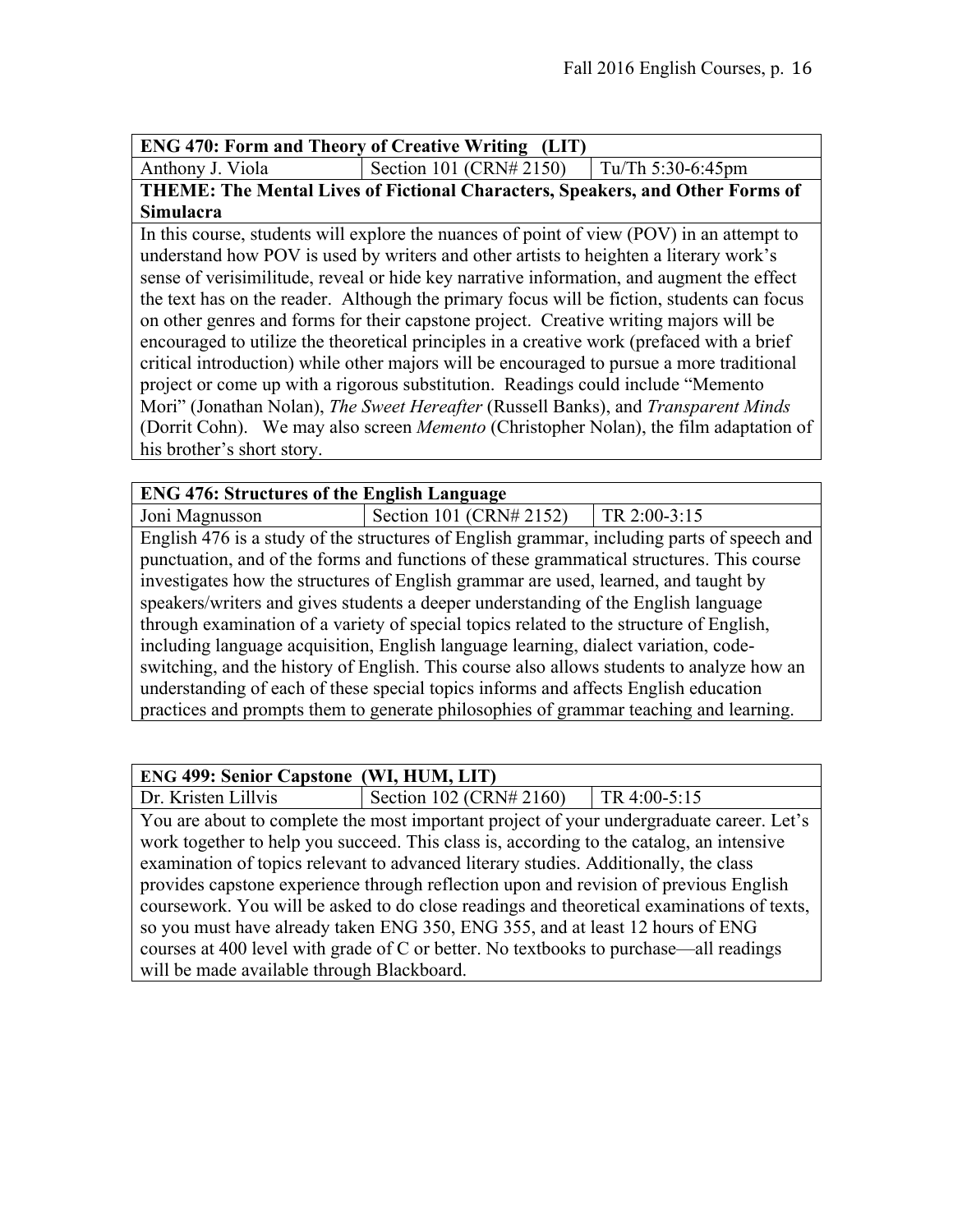| ENG 470: Form and Theory of Creative Writing (LIT) | | |
|---|---|---|
| Anthony J. Viola | Section 101 (CRN# 2150) | Tu/Th 5:30-6:45pm |
| **THEME: The Mental Lives of Fictional Characters, Speakers, and Other Forms of Simulacra** | | |
| In this course, students will explore the nuances of point of view (POV) in an attempt to understand how POV is used by writers and other artists to heighten a literary work's sense of verisimilitude, reveal or hide key narrative information, and augment the effect the text has on the reader. Although the primary focus will be fiction, students can focus on other genres and forms for their capstone project. Creative writing majors will be encouraged to utilize the theoretical principles in a creative work (prefaced with a brief critical introduction) while other majors will be encouraged to pursue a more traditional project or come up with a rigorous substitution. Readings could include "Memento Mori" (Jonathan Nolan), *The Sweet Hereafter* (Russell Banks), and *Transparent Minds* (Dorrit Cohn). We may also screen *Memento* (Christopher Nolan), the film adaptation of his brother's short story. | | |

| ENG 476: Structures of the English Language | | |
|---|---|---|
| Joni Magnusson | Section 101 (CRN# 2152) | TR 2:00-3:15 |
| English 476 is a study of the structures of English grammar, including parts of speech and punctuation, and of the forms and functions of these grammatical structures. This course investigates how the structures of English grammar are used, learned, and taught by speakers/writers and gives students a deeper understanding of the English language through examination of a variety of special topics related to the structure of English, including language acquisition, English language learning, dialect variation, code-switching, and the history of English. This course also allows students to analyze how an understanding of each of these special topics informs and affects English education practices and prompts them to generate philosophies of grammar teaching and learning. | | |

| ENG 499: Senior Capstone (WI, HUM, LIT) | | |
|---|---|---|
| Dr. Kristen Lillvis | Section 102 (CRN# 2160) | TR 4:00-5:15 |
| You are about to complete the most important project of your undergraduate career. Let's work together to help you succeed. This class is, according to the catalog, an intensive examination of topics relevant to advanced literary studies. Additionally, the class provides capstone experience through reflection upon and revision of previous English coursework. You will be asked to do close readings and theoretical examinations of texts, so you must have already taken ENG 350, ENG 355, and at least 12 hours of ENG courses at 400 level with grade of C or better. No textbooks to purchase—all readings will be made available through Blackboard. | | |